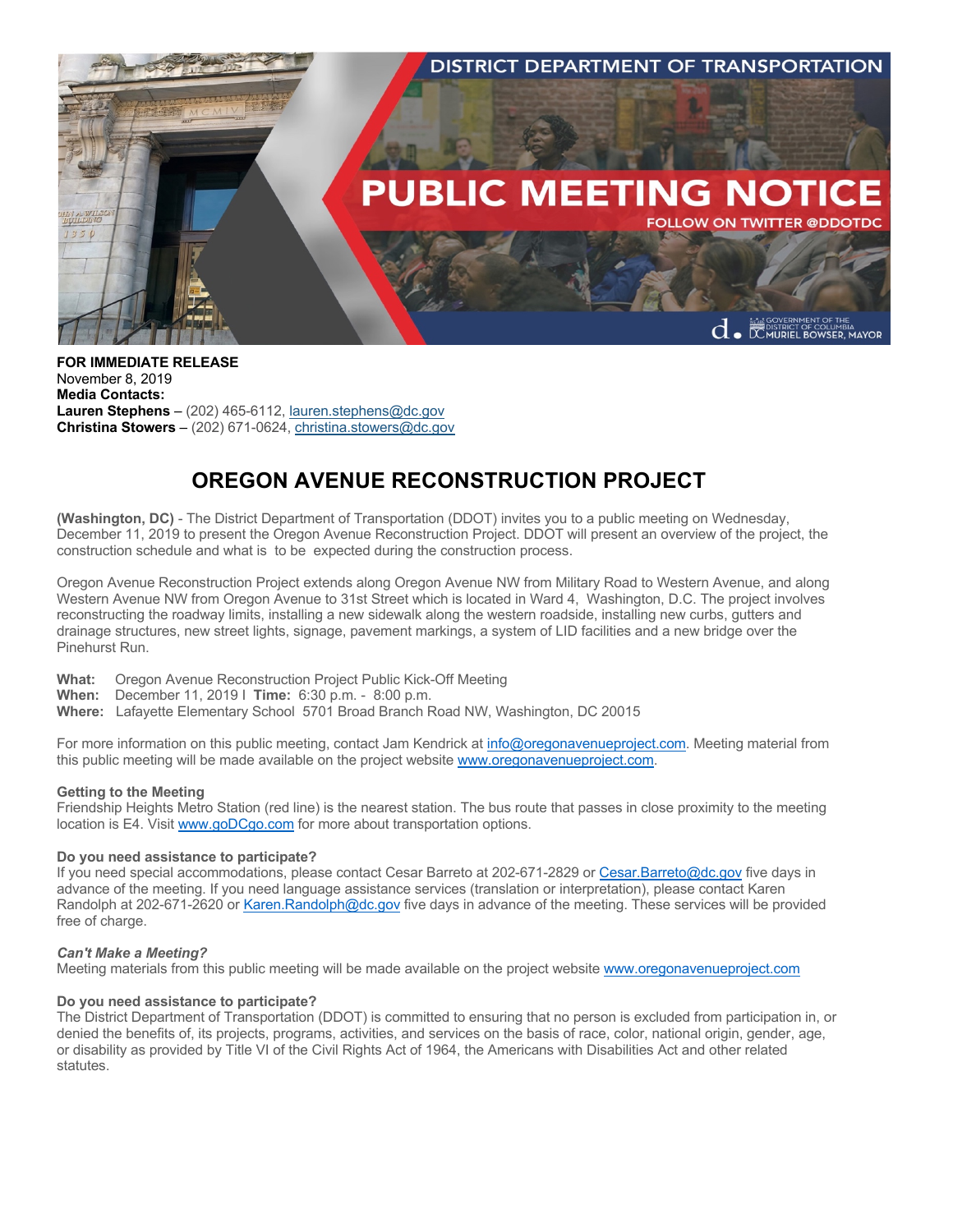DISTRICT DEPARTMENT OF TRANSPORTATION

PUBLIC MEETING NOTICE

FOLLOW ON TWITTER @DDOTDC

**FOR IMMEDIATE RELEASE**
November 8, 2019
**Media Contacts:**
**Lauren Stephens** – (202) 465-6112, lauren.stephens@dc.gov
**Christina Stowers** – (202) 671-0624, christina.stowers@dc.gov

# OREGON AVENUE RECONSTRUCTION PROJECT

**(Washington, DC)** - The District Department of Transportation (DDOT) invites you to a public meeting on Wednesday, December 11, 2019 to present the Oregon Avenue Reconstruction Project. DDOT will present an overview of the project, the construction schedule and what is to be expected during the construction process.

Oregon Avenue Reconstruction Project extends along Oregon Avenue NW from Military Road to Western Avenue, and along Western Avenue NW from Oregon Avenue to 31st Street which is located in Ward 4, Washington, D.C. The project involves reconstructing the roadway limits, installing a new sidewalk along the western roadside, installing new curbs, gutters and drainage structures, new street lights, signage, pavement markings, a system of LID facilities and a new bridge over the Pinehurst Run.

**What:** Oregon Avenue Reconstruction Project Public Kick-Off Meeting
**When:** December 11, 2019 I **Time:** 6:30 p.m. - 8:00 p.m.
**Where:** Lafayette Elementary School 5701 Broad Branch Road NW, Washington, DC 20015

For more information on this public meeting, contact Jam Kendrick at info@oregonavenueproject.com. Meeting material from this public meeting will be made available on the project website www.oregonavenueproject.com.

**Getting to the Meeting**
Friendship Heights Metro Station (red line) is the nearest station. The bus route that passes in close proximity to the meeting location is E4. Visit www.goDCgo.com for more about transportation options.

**Do you need assistance to participate?**
If you need special accommodations, please contact Cesar Barreto at 202-671-2829 or Cesar.Barreto@dc.gov five days in advance of the meeting. If you need language assistance services (translation or interpretation), please contact Karen Randolph at 202-671-2620 or Karen.Randolph@dc.gov five days in advance of the meeting. These services will be provided free of charge.

***Can't Make a Meeting?***
Meeting materials from this public meeting will be made available on the project website www.oregonavenueproject.com

**Do you need assistance to participate?**
The District Department of Transportation (DDOT) is committed to ensuring that no person is excluded from participation in, or denied the benefits of, its projects, programs, activities, and services on the basis of race, color, national origin, gender, age, or disability as provided by Title VI of the Civil Rights Act of 1964, the Americans with Disabilities Act and other related statutes.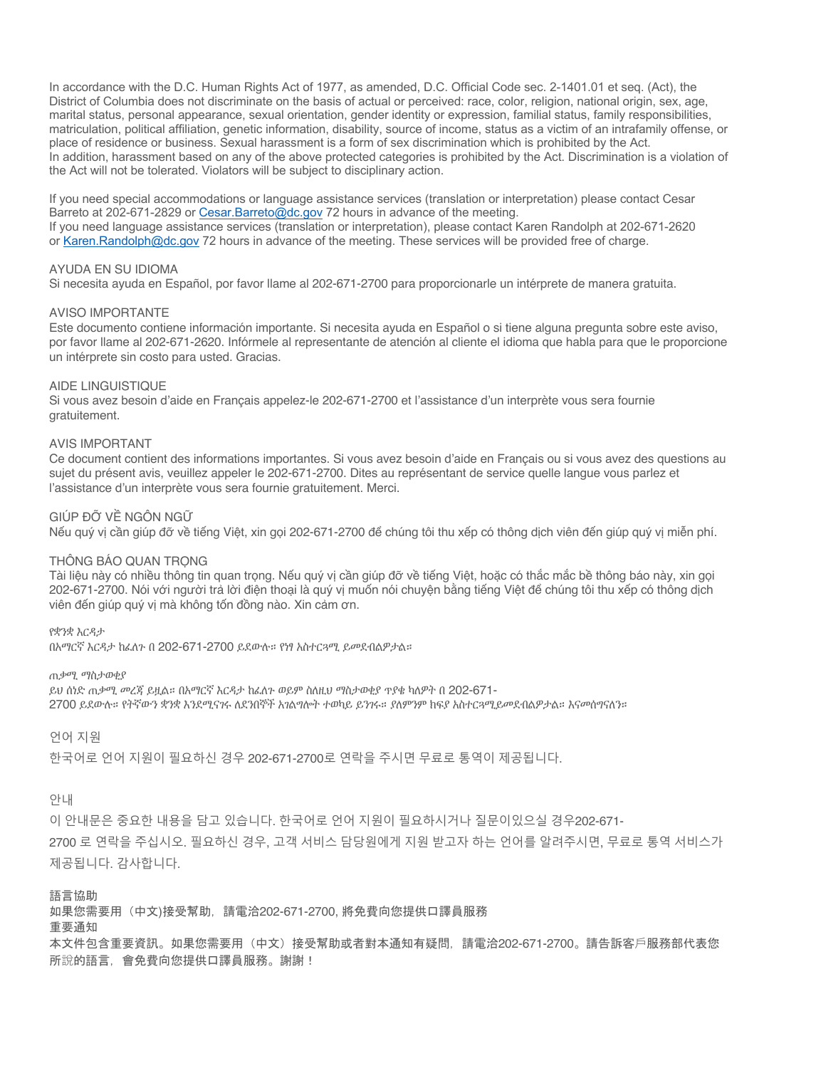In accordance with the D.C. Human Rights Act of 1977, as amended, D.C. Official Code sec. 2-1401.01 et seq. (Act), the District of Columbia does not discriminate on the basis of actual or perceived: race, color, religion, national origin, sex, age, marital status, personal appearance, sexual orientation, gender identity or expression, familial status, family responsibilities, matriculation, political affiliation, genetic information, disability, source of income, status as a victim of an intrafamily offense, or place of residence or business. Sexual harassment is a form of sex discrimination which is prohibited by the Act.
In addition, harassment based on any of the above protected categories is prohibited by the Act. Discrimination is a violation of the Act will not be tolerated. Violators will be subject to disciplinary action.

If you need special accommodations or language assistance services (translation or interpretation) please contact Cesar Barreto at 202-671-2829 or Cesar.Barreto@dc.gov 72 hours in advance of the meeting.
If you need language assistance services (translation or interpretation), please contact Karen Randolph at 202-671-2620 or Karen.Randolph@dc.gov 72 hours in advance of the meeting. These services will be provided free of charge.

AYUDA EN SU IDIOMA
Si necesita ayuda en Español, por favor llame al 202-671-2700 para proporcionarle un intérprete de manera gratuita.

AVISO IMPORTANTE
Este documento contiene información importante. Si necesita ayuda en Español o si tiene alguna pregunta sobre este aviso, por favor llame al 202-671-2620. Infórmele al representante de atención al cliente el idioma que habla para que le proporcione un intérprete sin costo para usted. Gracias.

AIDE LINGUISTIQUE
Si vous avez besoin d'aide en Français appelez-le 202-671-2700 et l'assistance d'un interprète vous sera fournie gratuitement.

AVIS IMPORTANT
Ce document contient des informations importantes. Si vous avez besoin d'aide en Français ou si vous avez des questions au sujet du présent avis, veuillez appeler le 202-671-2700. Dites au représentant de service quelle langue vous parlez et l'assistance d'un interprète vous sera fournie gratuitement. Merci.

GIÚP ĐỠ VỀ NGÔN NGỮ
Nếu quý vị cần giúp đỡ về tiếng Việt, xin gọi 202-671-2700 để chúng tôi thu xếp có thông dịch viên đến giúp quý vị miễn phí.

THÔNG BÁO QUAN TRỌNG
Tài liệu này có nhiều thông tin quan trọng. Nếu quý vị cần giúp đỡ về tiếng Việt, hoặc có thắc mắc bề thông báo này, xin gọi 202-671-2700. Nói với người trả lời điện thoại là quý vị muốn nói chuyện bằng tiếng Việt để chúng tôi thu xếp có thông dịch viên đến giúp quý vị mà không tốn đồng nào. Xin cảm ơn.

የቋንቋ እርዳታ
በአማርኛ እርዳታ ከፈለጉ በ 202-671-2700 ይደውሉ። የነፃ አስተርጓሚ ይመደብልዎታል።

ጠቃሚ ማስታወቂያ
ይህ ሰነድ ጠቃሚ መረጃ ይዟል። በአማርኛ እርዳታ ከፈለጉ ወይም ስለዚህ ማስታወቂያ ጥያቄ ካለዎት በ 202-671-2700 ይደውሉ። የትኛውን ቋንቋ እንደሚናገሩ ለደንበኞች አገልግሎት ተወካይ ይንገሩ። ያለምንም ክፍያ አስተርጓሚ ይመደብልዎታል። እናመሰግናለን።

언어 지원
한국어로 언어 지원이 필요하신 경우 202-671-2700로 연락을 주시면 무료로 통역이 제공됩니다.

안내
이 안내문은 중요한 내용을 담고 있습니다. 한국어로 언어 지원이 필요하시거나 질문이있으실 경우202-671-2700 로 연락을 주십시오. 필요하신 경우, 고객 서비스 담당원에게 지원 받고자 하는 언어를 알려주시면, 무료로 통역 서비스가 제공됩니다. 감사합니다.

語言協助
如果您需要用（中文)接受幫助，請電洽202-671-2700, 將免費向您提供口譯員服務
重要通知
本文件包含重要資訊。如果您需要用（中文）接受幫助或者對本通知有疑問，請電洽202-671-2700。請告訴客戶服務部代表您所說的語言，會免費向您提供口譯員服務。謝謝！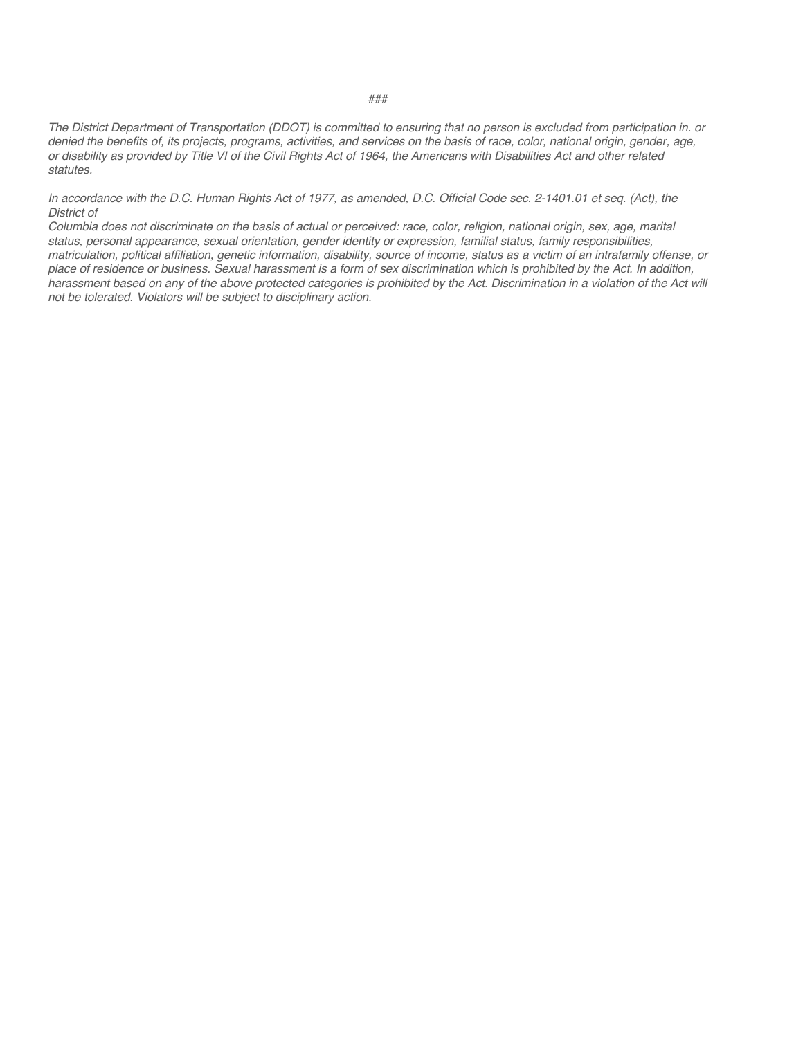###

*The District Department of Transportation (DDOT) is committed to ensuring that no person is excluded from participation in. or denied the benefits of, its projects, programs, activities, and services on the basis of race, color, national origin, gender, age, or disability as provided by Title VI of the Civil Rights Act of 1964, the Americans with Disabilities Act and other related statutes.*

*In accordance with the D.C. Human Rights Act of 1977, as amended, D.C. Official Code sec. 2-1401.01 et seq. (Act), the District of Columbia does not discriminate on the basis of actual or perceived: race, color, religion, national origin, sex, age, marital status, personal appearance, sexual orientation, gender identity or expression, familial status, family responsibilities, matriculation, political affiliation, genetic information, disability, source of income, status as a victim of an intrafamily offense, or place of residence or business. Sexual harassment is a form of sex discrimination which is prohibited by the Act. In addition, harassment based on any of the above protected categories is prohibited by the Act. Discrimination in a violation of the Act will not be tolerated. Violators will be subject to disciplinary action.*